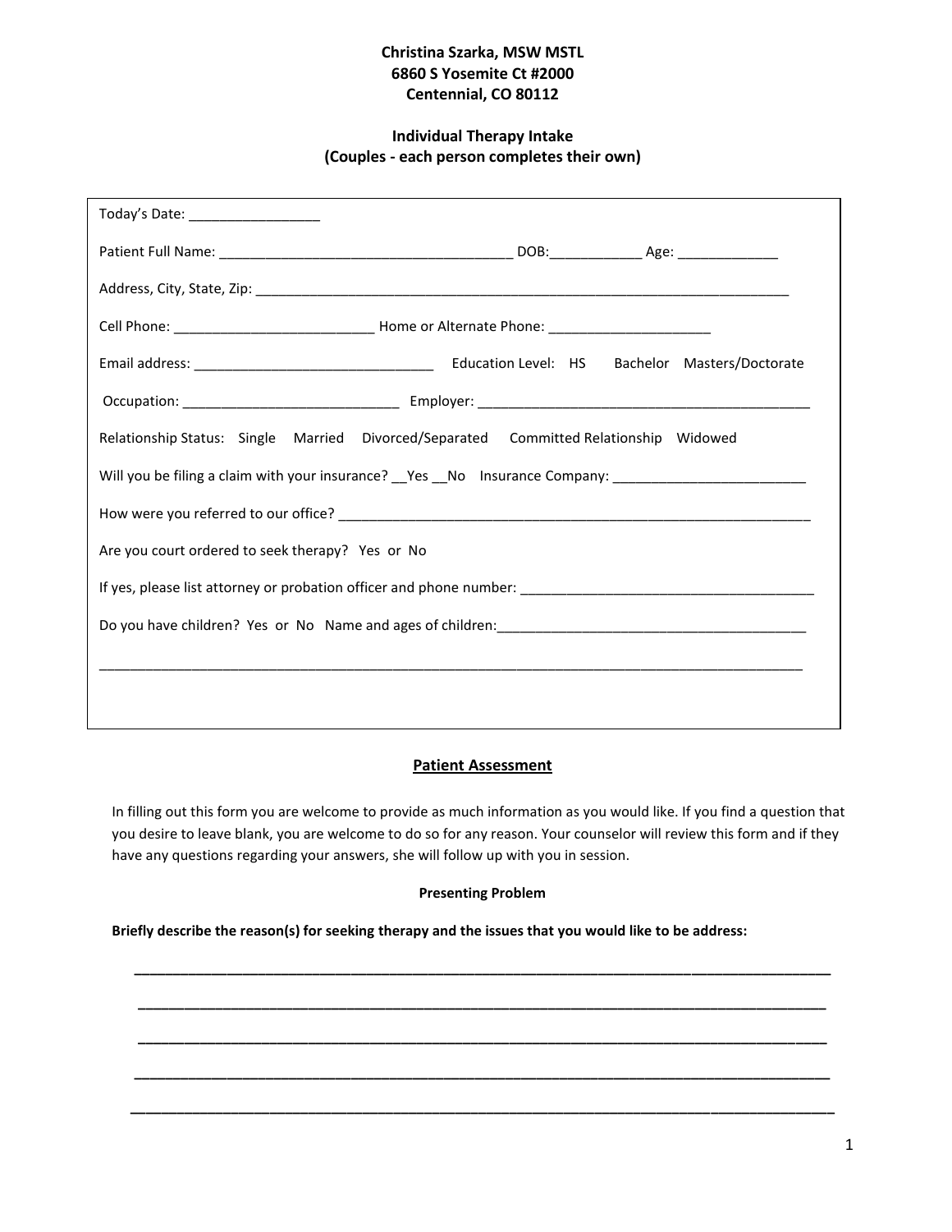**Christina Szarka, MSW MSTL**
**6860 S Yosemite Ct #2000**
**Centennial, CO 80112**

**Individual Therapy Intake**
**(Couples - each person completes their own)**

Today's Date: _________________

Patient Full Name: ______________________________________ DOB:____________ Age: _____________

Address, City, State, Zip: ________________________________________________________________________

Cell Phone: __________________________ Home or Alternate Phone: _____________________

Email address: _______________________________ Education Level: HS Bachelor Masters/Doctorate

Occupation: ____________________________ Employer: ___________________________________________

Relationship Status: Single Married Divorced/Separated Committed Relationship Widowed

Will you be filing a claim with your insurance? __Yes __No Insurance Company: _________________________

How were you referred to our office? _________________________________________________________________

Are you court ordered to seek therapy? Yes or No

If yes, please list attorney or probation officer and phone number: ______________________________________

Do you have children? Yes or No Name and ages of children:________________________________________

_____________________________________________________________________________________________

## Patient Assessment

In filling out this form you are welcome to provide as much information as you would like. If you find a question that you desire to leave blank, you are welcome to do so for any reason. Your counselor will review this form and if they have any questions regarding your answers, she will follow up with you in session.

### Presenting Problem

**Briefly describe the reason(s) for seeking therapy and the issues that you would like to be address:**

_____________________________________________________________________________________________

_____________________________________________________________________________________________

_____________________________________________________________________________________________

_____________________________________________________________________________________________

_____________________________________________________________________________________________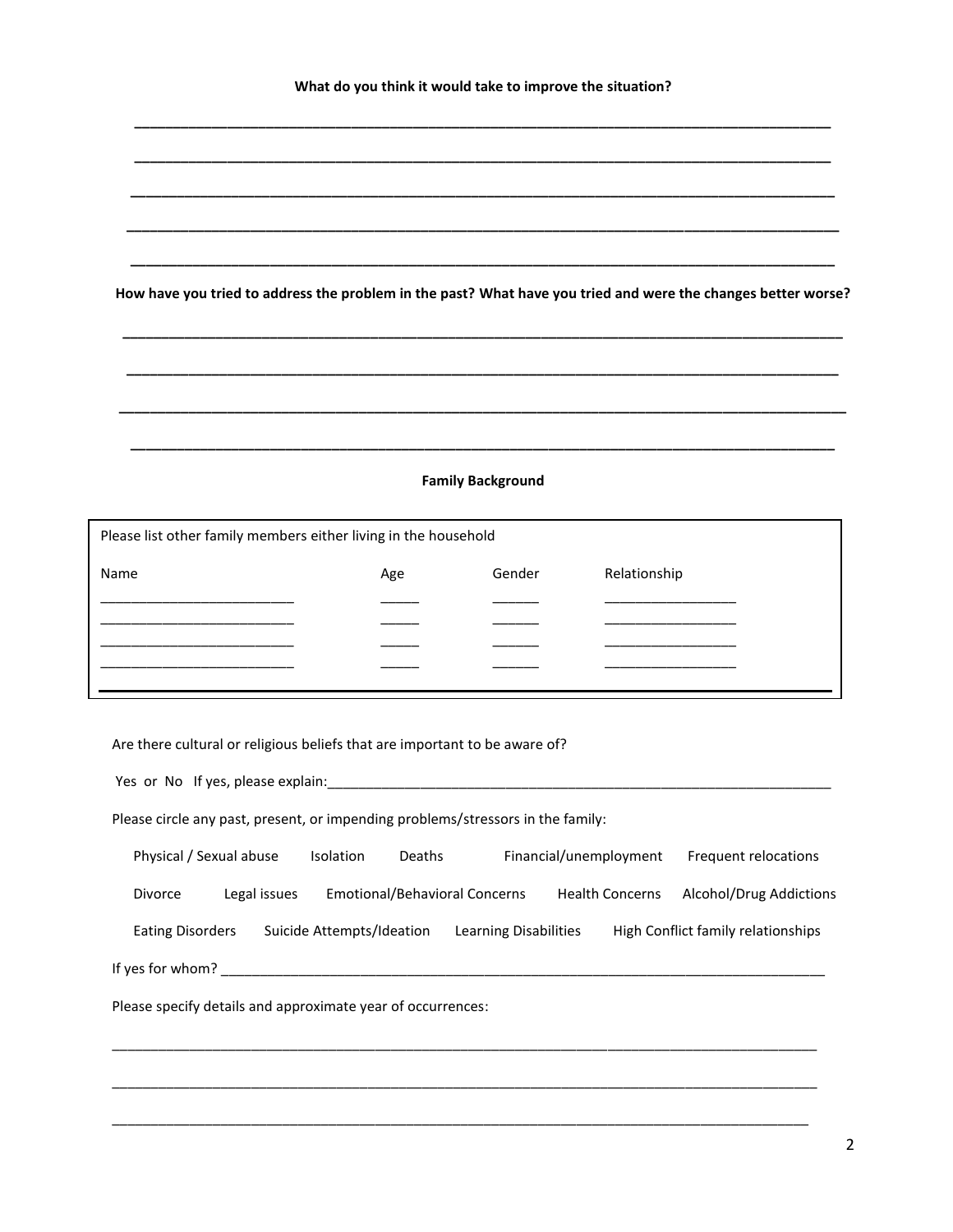**What do you think it would take to improve the situation?**

_______________________________________________________________________________________

_______________________________________________________________________________________

_______________________________________________________________________________________

_______________________________________________________________________________________

_______________________________________________________________________________________

**How have you tried to address the problem in the past? What have you tried and were the changes better worse?**

_______________________________________________________________________________________

_______________________________________________________________________________________

_______________________________________________________________________________________

_______________________________________________________________________________________

## Family Background

Please list other family members either living in the household

| Name | Age | Gender | Relationship |
|---|---|---|---|
| ________________________ | _____ | ______ | ________________ |
| ________________________ | _____ | ______ | ________________ |
| ________________________ | _____ | ______ | ________________ |
| ________________________ | _____ | ______ | ________________ |

Are there cultural or religious beliefs that are important to be aware of?

Yes or No If yes, please explain:_______________________________________________________________

Please circle any past, present, or impending problems/stressors in the family:

Physical / Sexual abuse    Isolation    Deaths    Financial/unemployment    Frequent relocations

Divorce    Legal issues    Emotional/Behavioral Concerns    Health Concerns    Alcohol/Drug Addictions

Eating Disorders    Suicide Attempts/Ideation    Learning Disabilities    High Conflict family relationships

If yes for whom? _______________________________________________________________________________

Please specify details and approximate year of occurrences:

_______________________________________________________________________________________

_______________________________________________________________________________________

_______________________________________________________________________________________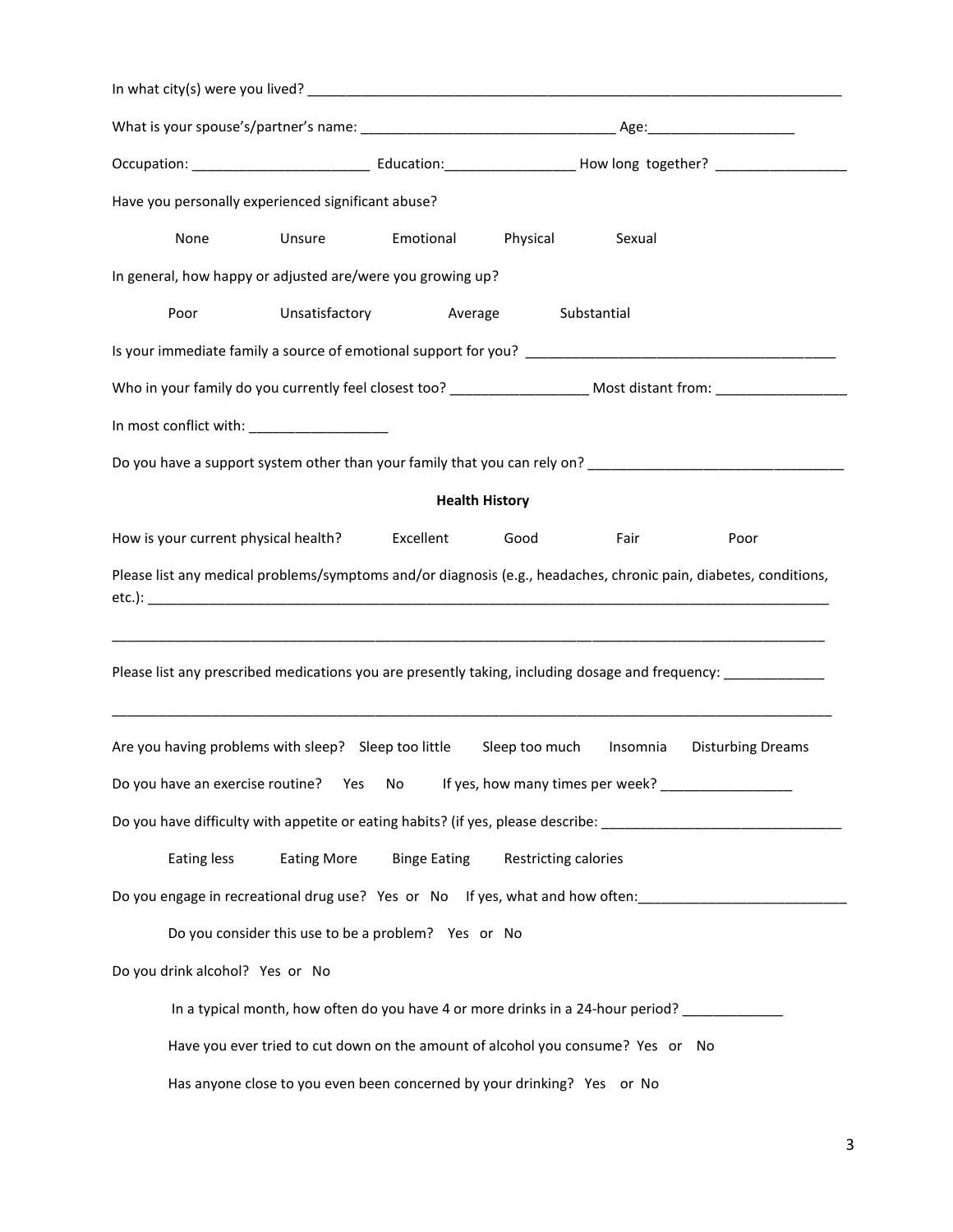In what city(s) were you lived? ___________________________________________________________________________

What is your spouse's/partner's name: _________________________________ Age:___________________

Occupation: _______________________ Education:_________________ How long together? _________________

Have you personally experienced significant abuse?

None  Unsure  Emotional  Physical  Sexual

In general, how happy or adjusted are/were you growing up?

Poor  Unsatisfactory  Average  Substantial

Is your immediate family a source of emotional support for you? ________________________________________

Who in your family do you currently feel closest too? __________________ Most distant from: _________________

In most conflict with: __________________

Do you have a support system other than your family that you can rely on? _________________________________

**Health History**

How is your current physical health?  Excellent  Good  Fair  Poor

Please list any medical problems/symptoms and/or diagnosis (e.g., headaches, chronic pain, diabetes, conditions, etc.): ___________________________________________________________________________________________

_____________________________________________________________________________________________

Please list any prescribed medications you are presently taking, including dosage and frequency: _____________

_____________________________________________________________________________________________

Are you having problems with sleep?  Sleep too little  Sleep too much  Insomnia  Disturbing Dreams

Do you have an exercise routine?  Yes  No  If yes, how many times per week? _________________

Do you have difficulty with appetite or eating habits? (if yes, please describe: _______________________________

Eating less  Eating More  Binge Eating  Restricting calories

Do you engage in recreational drug use?  Yes or No  If yes, what and how often:___________________________

Do you consider this use to be a problem?  Yes or No

Do you drink alcohol?  Yes or No

In a typical month, how often do you have 4 or more drinks in a 24-hour period? _____________

Have you ever tried to cut down on the amount of alcohol you consume?  Yes or No

Has anyone close to you even been concerned by your drinking?  Yes or No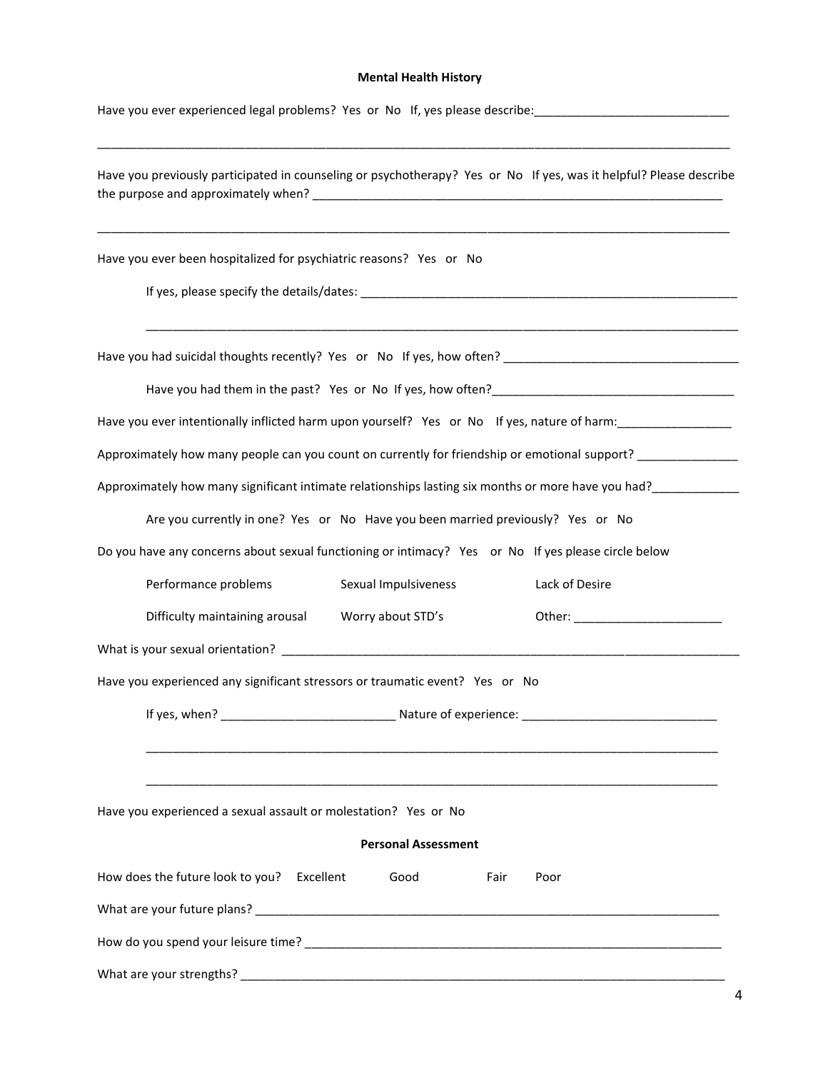**Mental Health History**

Have you ever experienced legal problems? Yes or No If, yes please describe:_____________________________

_____________________________________________________________________________________________

Have you previously participated in counseling or psychotherapy? Yes or No If yes, was it helpful? Please describe the purpose and approximately when? _____________________________________________________________

_____________________________________________________________________________________________

Have you ever been hospitalized for psychiatric reasons? Yes or No

If yes, please specify the details/dates: ___________________________________________________________

_____________________________________________________________________________________________

Have you had suicidal thoughts recently? Yes or No If yes, how often? ___________________________________

Have you had them in the past? Yes or No If yes, how often?____________________________________

Have you ever intentionally inflicted harm upon yourself? Yes or No If yes, nature of harm:_________________

Approximately how many people can you count on currently for friendship or emotional support? _______________

Approximately how many significant intimate relationships lasting six months or more have you had?_____________

Are you currently in one? Yes or No Have you been married previously? Yes or No

Do you have any concerns about sexual functioning or intimacy? Yes or No If yes please circle below

| | | |
|---|---|---|
| Performance problems | Sexual Impulsiveness | Lack of Desire |
| Difficulty maintaining arousal | Worry about STD's | Other: ______________________ |

What is your sexual orientation? ______________________________________________________________________

Have you experienced any significant stressors or traumatic event? Yes or No

If yes, when? _________________________ Nature of experience: _____________________________

_____________________________________________________________________________________________

_____________________________________________________________________________________________

Have you experienced a sexual assault or molestation? Yes or No

**Personal Assessment**

How does the future look to you? Excellent Good Fair Poor

What are your future plans? _________________________________________________________________________

How do you spend your leisure time? _________________________________________________________________

What are your strengths? ____________________________________________________________________________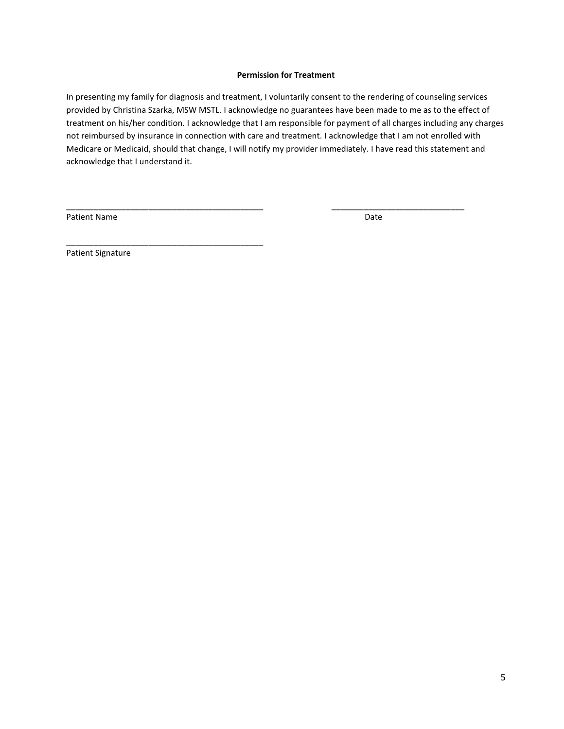**Permission for Treatment**

In presenting my family for diagnosis and treatment, I voluntarily consent to the rendering of counseling services provided by Christina Szarka, MSW MSTL. I acknowledge no guarantees have been made to me as to the effect of treatment on his/her condition. I acknowledge that I am responsible for payment of all charges including any charges not reimbursed by insurance in connection with care and treatment. I acknowledge that I am not enrolled with Medicare or Medicaid, should that change, I will notify my provider immediately. I have read this statement and acknowledge that I understand it.

_____________________________________________ ______________________________

Patient Name Date

_____________________________________________

Patient Signature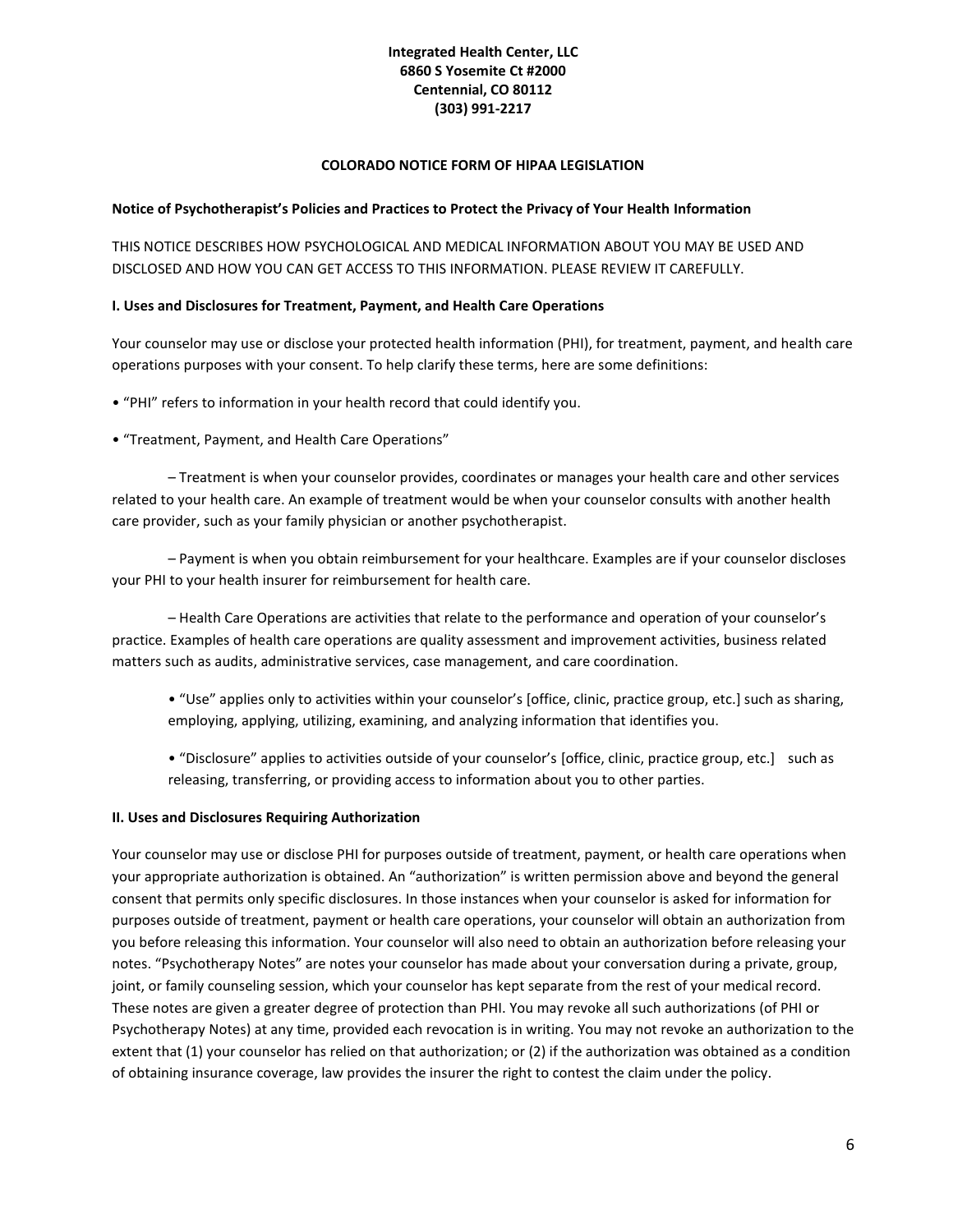**Integrated Health Center, LLC**
**6860 S Yosemite Ct #2000**
**Centennial, CO 80112**
**(303) 991-2217**

## COLORADO NOTICE FORM OF HIPAA LEGISLATION

### Notice of Psychotherapist's Policies and Practices to Protect the Privacy of Your Health Information

THIS NOTICE DESCRIBES HOW PSYCHOLOGICAL AND MEDICAL INFORMATION ABOUT YOU MAY BE USED AND DISCLOSED AND HOW YOU CAN GET ACCESS TO THIS INFORMATION. PLEASE REVIEW IT CAREFULLY.

### I. Uses and Disclosures for Treatment, Payment, and Health Care Operations

Your counselor may use or disclose your protected health information (PHI), for treatment, payment, and health care operations purposes with your consent. To help clarify these terms, here are some definitions:

• "PHI" refers to information in your health record that could identify you.

• "Treatment, Payment, and Health Care Operations"

– Treatment is when your counselor provides, coordinates or manages your health care and other services related to your health care. An example of treatment would be when your counselor consults with another health care provider, such as your family physician or another psychotherapist.

– Payment is when you obtain reimbursement for your healthcare. Examples are if your counselor discloses your PHI to your health insurer for reimbursement for health care.

– Health Care Operations are activities that relate to the performance and operation of your counselor's practice. Examples of health care operations are quality assessment and improvement activities, business related matters such as audits, administrative services, case management, and care coordination.

• "Use" applies only to activities within your counselor's [office, clinic, practice group, etc.] such as sharing, employing, applying, utilizing, examining, and analyzing information that identifies you.

• "Disclosure" applies to activities outside of your counselor's [office, clinic, practice group, etc.] such as releasing, transferring, or providing access to information about you to other parties.

### II. Uses and Disclosures Requiring Authorization

Your counselor may use or disclose PHI for purposes outside of treatment, payment, or health care operations when your appropriate authorization is obtained. An "authorization" is written permission above and beyond the general consent that permits only specific disclosures. In those instances when your counselor is asked for information for purposes outside of treatment, payment or health care operations, your counselor will obtain an authorization from you before releasing this information. Your counselor will also need to obtain an authorization before releasing your notes. "Psychotherapy Notes" are notes your counselor has made about your conversation during a private, group, joint, or family counseling session, which your counselor has kept separate from the rest of your medical record. These notes are given a greater degree of protection than PHI. You may revoke all such authorizations (of PHI or Psychotherapy Notes) at any time, provided each revocation is in writing. You may not revoke an authorization to the extent that (1) your counselor has relied on that authorization; or (2) if the authorization was obtained as a condition of obtaining insurance coverage, law provides the insurer the right to contest the claim under the policy.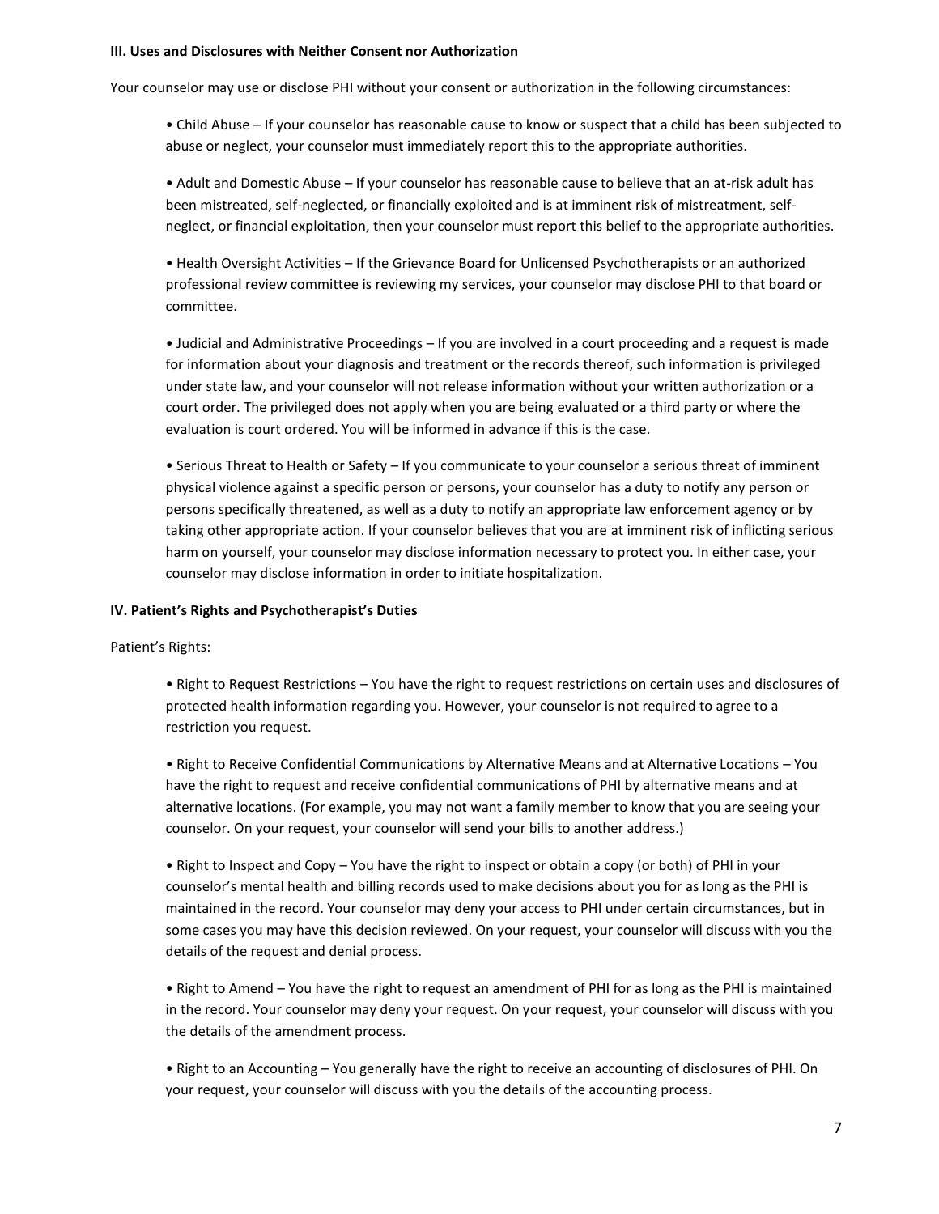**III. Uses and Disclosures with Neither Consent nor Authorization**

Your counselor may use or disclose PHI without your consent or authorization in the following circumstances:

- Child Abuse – If your counselor has reasonable cause to know or suspect that a child has been subjected to abuse or neglect, your counselor must immediately report this to the appropriate authorities.

- Adult and Domestic Abuse – If your counselor has reasonable cause to believe that an at-risk adult has been mistreated, self-neglected, or financially exploited and is at imminent risk of mistreatment, self-neglect, or financial exploitation, then your counselor must report this belief to the appropriate authorities.

- Health Oversight Activities – If the Grievance Board for Unlicensed Psychotherapists or an authorized professional review committee is reviewing my services, your counselor may disclose PHI to that board or committee.

- Judicial and Administrative Proceedings – If you are involved in a court proceeding and a request is made for information about your diagnosis and treatment or the records thereof, such information is privileged under state law, and your counselor will not release information without your written authorization or a court order. The privileged does not apply when you are being evaluated or a third party or where the evaluation is court ordered. You will be informed in advance if this is the case.

- Serious Threat to Health or Safety – If you communicate to your counselor a serious threat of imminent physical violence against a specific person or persons, your counselor has a duty to notify any person or persons specifically threatened, as well as a duty to notify an appropriate law enforcement agency or by taking other appropriate action. If your counselor believes that you are at imminent risk of inflicting serious harm on yourself, your counselor may disclose information necessary to protect you. In either case, your counselor may disclose information in order to initiate hospitalization.

**IV. Patient's Rights and Psychotherapist's Duties**

Patient's Rights:

- Right to Request Restrictions – You have the right to request restrictions on certain uses and disclosures of protected health information regarding you. However, your counselor is not required to agree to a restriction you request.

- Right to Receive Confidential Communications by Alternative Means and at Alternative Locations – You have the right to request and receive confidential communications of PHI by alternative means and at alternative locations. (For example, you may not want a family member to know that you are seeing your counselor. On your request, your counselor will send your bills to another address.)

- Right to Inspect and Copy – You have the right to inspect or obtain a copy (or both) of PHI in your counselor's mental health and billing records used to make decisions about you for as long as the PHI is maintained in the record. Your counselor may deny your access to PHI under certain circumstances, but in some cases you may have this decision reviewed. On your request, your counselor will discuss with you the details of the request and denial process.

- Right to Amend – You have the right to request an amendment of PHI for as long as the PHI is maintained in the record. Your counselor may deny your request. On your request, your counselor will discuss with you the details of the amendment process.

- Right to an Accounting – You generally have the right to receive an accounting of disclosures of PHI. On your request, your counselor will discuss with you the details of the accounting process.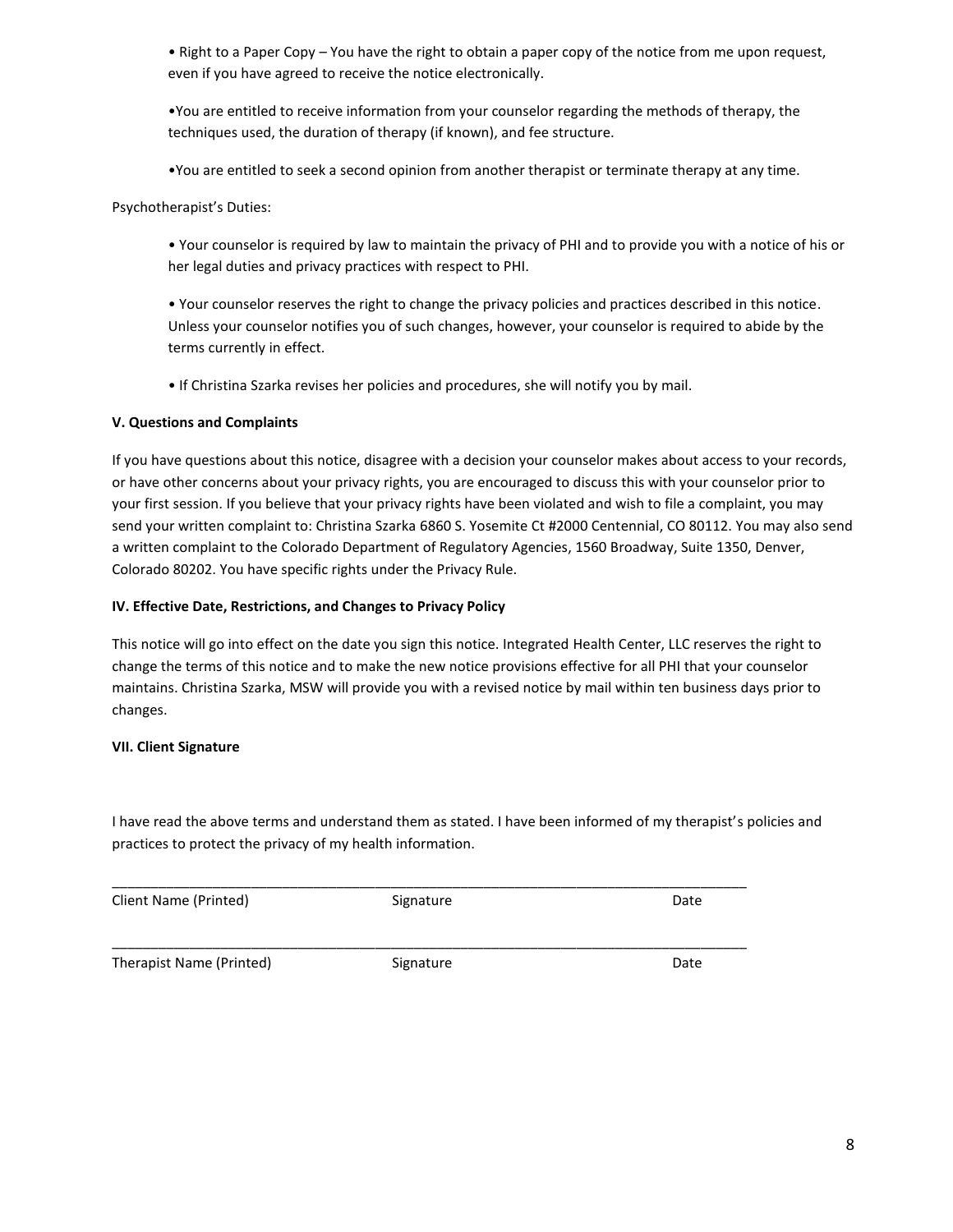- Right to a Paper Copy – You have the right to obtain a paper copy of the notice from me upon request, even if you have agreed to receive the notice electronically.

- You are entitled to receive information from your counselor regarding the methods of therapy, the techniques used, the duration of therapy (if known), and fee structure.

- You are entitled to seek a second opinion from another therapist or terminate therapy at any time.

Psychotherapist's Duties:

- Your counselor is required by law to maintain the privacy of PHI and to provide you with a notice of his or her legal duties and privacy practices with respect to PHI.

- Your counselor reserves the right to change the privacy policies and practices described in this notice. Unless your counselor notifies you of such changes, however, your counselor is required to abide by the terms currently in effect.

- If Christina Szarka revises her policies and procedures, she will notify you by mail.

**V. Questions and Complaints**

If you have questions about this notice, disagree with a decision your counselor makes about access to your records, or have other concerns about your privacy rights, you are encouraged to discuss this with your counselor prior to your first session. If you believe that your privacy rights have been violated and wish to file a complaint, you may send your written complaint to: Christina Szarka 6860 S. Yosemite Ct #2000 Centennial, CO 80112. You may also send a written complaint to the Colorado Department of Regulatory Agencies, 1560 Broadway, Suite 1350, Denver, Colorado 80202. You have specific rights under the Privacy Rule.

**IV. Effective Date, Restrictions, and Changes to Privacy Policy**

This notice will go into effect on the date you sign this notice. Integrated Health Center, LLC reserves the right to change the terms of this notice and to make the new notice provisions effective for all PHI that your counselor maintains. Christina Szarka, MSW will provide you with a revised notice by mail within ten business days prior to changes.

**VII. Client Signature**

I have read the above terms and understand them as stated. I have been informed of my therapist's policies and practices to protect the privacy of my health information.

_______________________________________________________________________________

Client Name (Printed) Signature Date

_______________________________________________________________________________

Therapist Name (Printed) Signature Date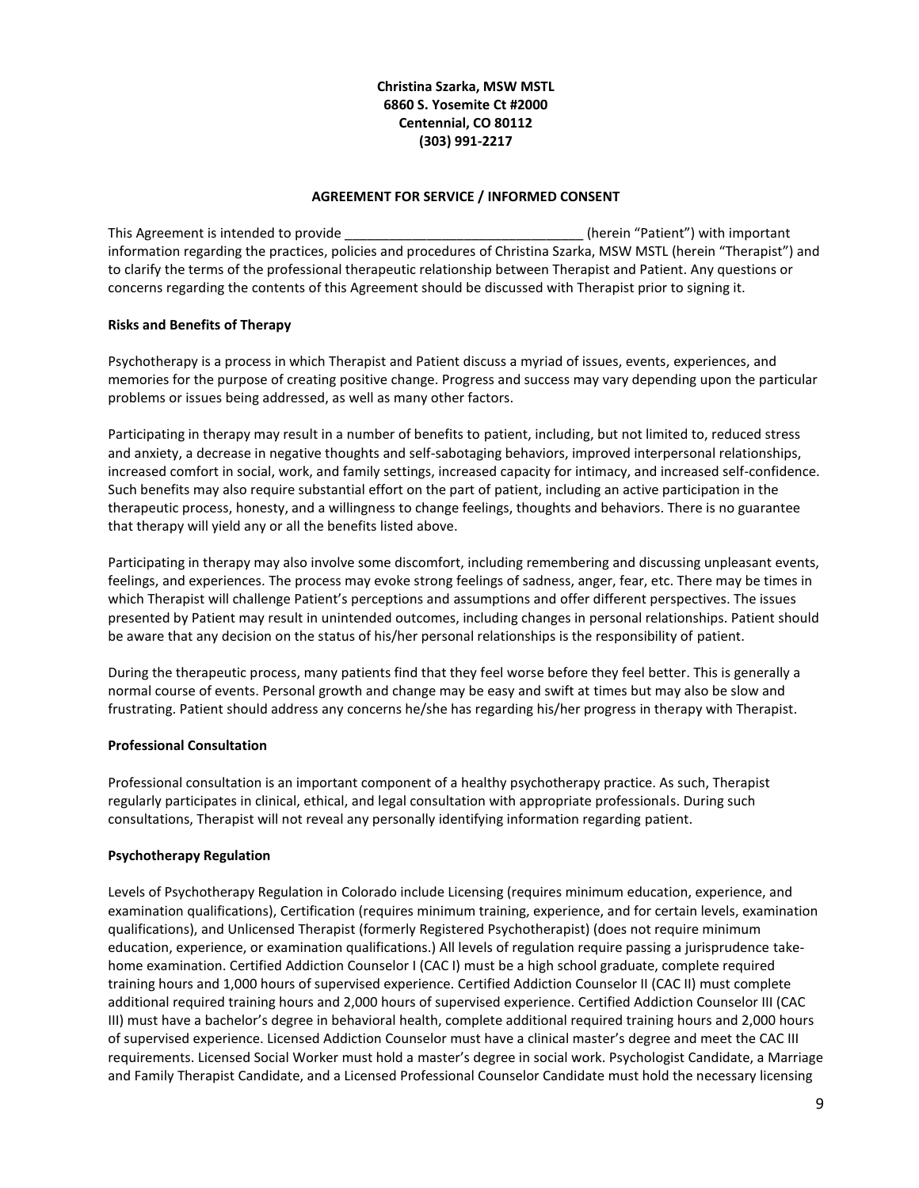**Christina Szarka, MSW MSTL**
**6860 S. Yosemite Ct #2000**
**Centennial, CO 80112**
**(303) 991-2217**

**AGREEMENT FOR SERVICE / INFORMED CONSENT**

This Agreement is intended to provide _______________________________ (herein "Patient") with important information regarding the practices, policies and procedures of Christina Szarka, MSW MSTL (herein "Therapist") and to clarify the terms of the professional therapeutic relationship between Therapist and Patient. Any questions or concerns regarding the contents of this Agreement should be discussed with Therapist prior to signing it.

**Risks and Benefits of Therapy**

Psychotherapy is a process in which Therapist and Patient discuss a myriad of issues, events, experiences, and memories for the purpose of creating positive change. Progress and success may vary depending upon the particular problems or issues being addressed, as well as many other factors.

Participating in therapy may result in a number of benefits to patient, including, but not limited to, reduced stress and anxiety, a decrease in negative thoughts and self-sabotaging behaviors, improved interpersonal relationships, increased comfort in social, work, and family settings, increased capacity for intimacy, and increased self-confidence. Such benefits may also require substantial effort on the part of patient, including an active participation in the therapeutic process, honesty, and a willingness to change feelings, thoughts and behaviors. There is no guarantee that therapy will yield any or all the benefits listed above.

Participating in therapy may also involve some discomfort, including remembering and discussing unpleasant events, feelings, and experiences. The process may evoke strong feelings of sadness, anger, fear, etc. There may be times in which Therapist will challenge Patient's perceptions and assumptions and offer different perspectives. The issues presented by Patient may result in unintended outcomes, including changes in personal relationships. Patient should be aware that any decision on the status of his/her personal relationships is the responsibility of patient.

During the therapeutic process, many patients find that they feel worse before they feel better. This is generally a normal course of events. Personal growth and change may be easy and swift at times but may also be slow and frustrating. Patient should address any concerns he/she has regarding his/her progress in therapy with Therapist.

**Professional Consultation**

Professional consultation is an important component of a healthy psychotherapy practice. As such, Therapist regularly participates in clinical, ethical, and legal consultation with appropriate professionals. During such consultations, Therapist will not reveal any personally identifying information regarding patient.

**Psychotherapy Regulation**

Levels of Psychotherapy Regulation in Colorado include Licensing (requires minimum education, experience, and examination qualifications), Certification (requires minimum training, experience, and for certain levels, examination qualifications), and Unlicensed Therapist (formerly Registered Psychotherapist) (does not require minimum education, experience, or examination qualifications.) All levels of regulation require passing a jurisprudence take-home examination. Certified Addiction Counselor I (CAC I) must be a high school graduate, complete required training hours and 1,000 hours of supervised experience. Certified Addiction Counselor II (CAC II) must complete additional required training hours and 2,000 hours of supervised experience. Certified Addiction Counselor III (CAC III) must have a bachelor's degree in behavioral health, complete additional required training hours and 2,000 hours of supervised experience. Licensed Addiction Counselor must have a clinical master's degree and meet the CAC III requirements. Licensed Social Worker must hold a master's degree in social work. Psychologist Candidate, a Marriage and Family Therapist Candidate, and a Licensed Professional Counselor Candidate must hold the necessary licensing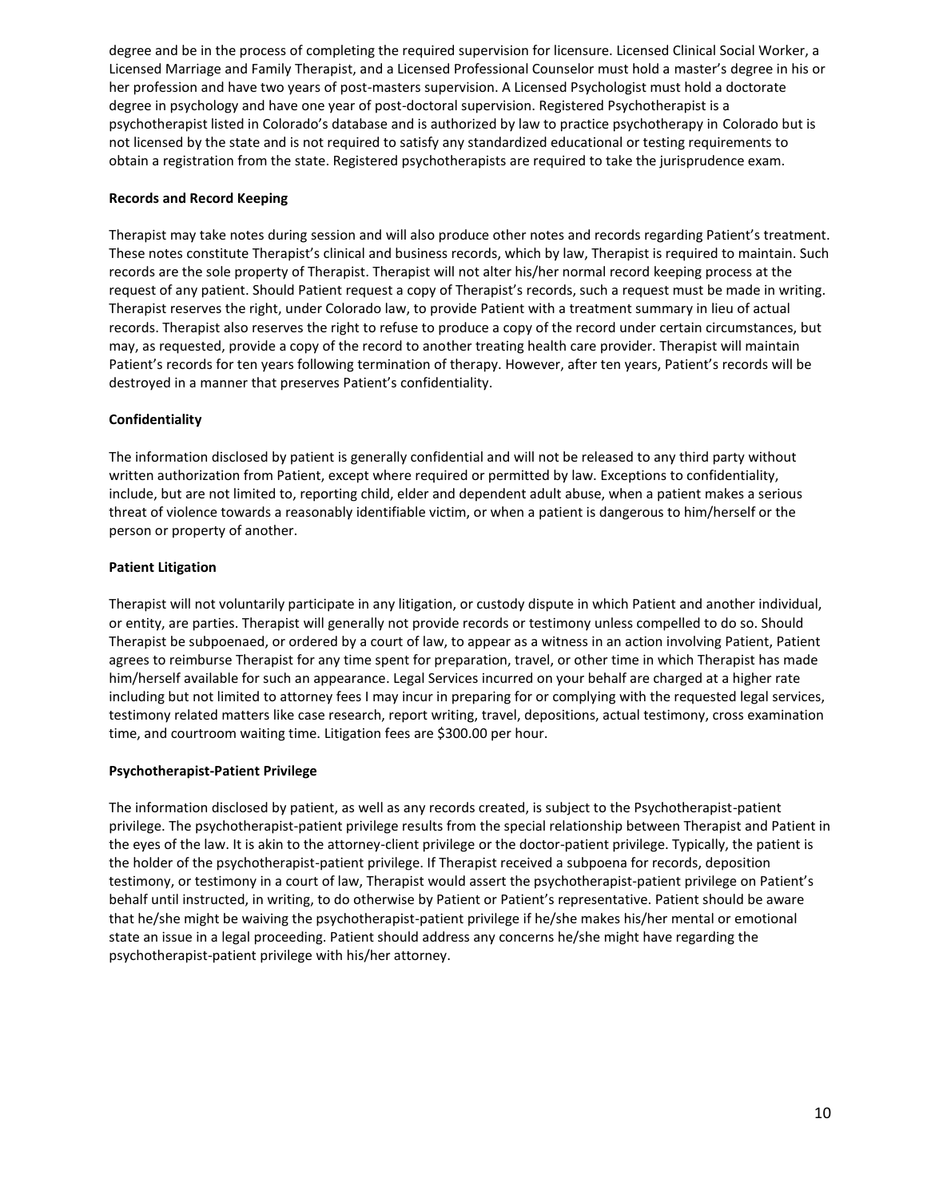degree and be in the process of completing the required supervision for licensure. Licensed Clinical Social Worker, a Licensed Marriage and Family Therapist, and a Licensed Professional Counselor must hold a master's degree in his or her profession and have two years of post-masters supervision. A Licensed Psychologist must hold a doctorate degree in psychology and have one year of post-doctoral supervision. Registered Psychotherapist is a psychotherapist listed in Colorado's database and is authorized by law to practice psychotherapy in Colorado but is not licensed by the state and is not required to satisfy any standardized educational or testing requirements to obtain a registration from the state. Registered psychotherapists are required to take the jurisprudence exam.

**Records and Record Keeping**

Therapist may take notes during session and will also produce other notes and records regarding Patient's treatment. These notes constitute Therapist's clinical and business records, which by law, Therapist is required to maintain. Such records are the sole property of Therapist. Therapist will not alter his/her normal record keeping process at the request of any patient. Should Patient request a copy of Therapist's records, such a request must be made in writing. Therapist reserves the right, under Colorado law, to provide Patient with a treatment summary in lieu of actual records. Therapist also reserves the right to refuse to produce a copy of the record under certain circumstances, but may, as requested, provide a copy of the record to another treating health care provider. Therapist will maintain Patient's records for ten years following termination of therapy. However, after ten years, Patient's records will be destroyed in a manner that preserves Patient's confidentiality.

**Confidentiality**

The information disclosed by patient is generally confidential and will not be released to any third party without written authorization from Patient, except where required or permitted by law. Exceptions to confidentiality, include, but are not limited to, reporting child, elder and dependent adult abuse, when a patient makes a serious threat of violence towards a reasonably identifiable victim, or when a patient is dangerous to him/herself or the person or property of another.

**Patient Litigation**

Therapist will not voluntarily participate in any litigation, or custody dispute in which Patient and another individual, or entity, are parties. Therapist will generally not provide records or testimony unless compelled to do so. Should Therapist be subpoenaed, or ordered by a court of law, to appear as a witness in an action involving Patient, Patient agrees to reimburse Therapist for any time spent for preparation, travel, or other time in which Therapist has made him/herself available for such an appearance. Legal Services incurred on your behalf are charged at a higher rate including but not limited to attorney fees I may incur in preparing for or complying with the requested legal services, testimony related matters like case research, report writing, travel, depositions, actual testimony, cross examination time, and courtroom waiting time. Litigation fees are $300.00 per hour.

**Psychotherapist-Patient Privilege**

The information disclosed by patient, as well as any records created, is subject to the Psychotherapist-patient privilege. The psychotherapist-patient privilege results from the special relationship between Therapist and Patient in the eyes of the law. It is akin to the attorney-client privilege or the doctor-patient privilege. Typically, the patient is the holder of the psychotherapist-patient privilege. If Therapist received a subpoena for records, deposition testimony, or testimony in a court of law, Therapist would assert the psychotherapist-patient privilege on Patient's behalf until instructed, in writing, to do otherwise by Patient or Patient's representative. Patient should be aware that he/she might be waiving the psychotherapist-patient privilege if he/she makes his/her mental or emotional state an issue in a legal proceeding. Patient should address any concerns he/she might have regarding the psychotherapist-patient privilege with his/her attorney.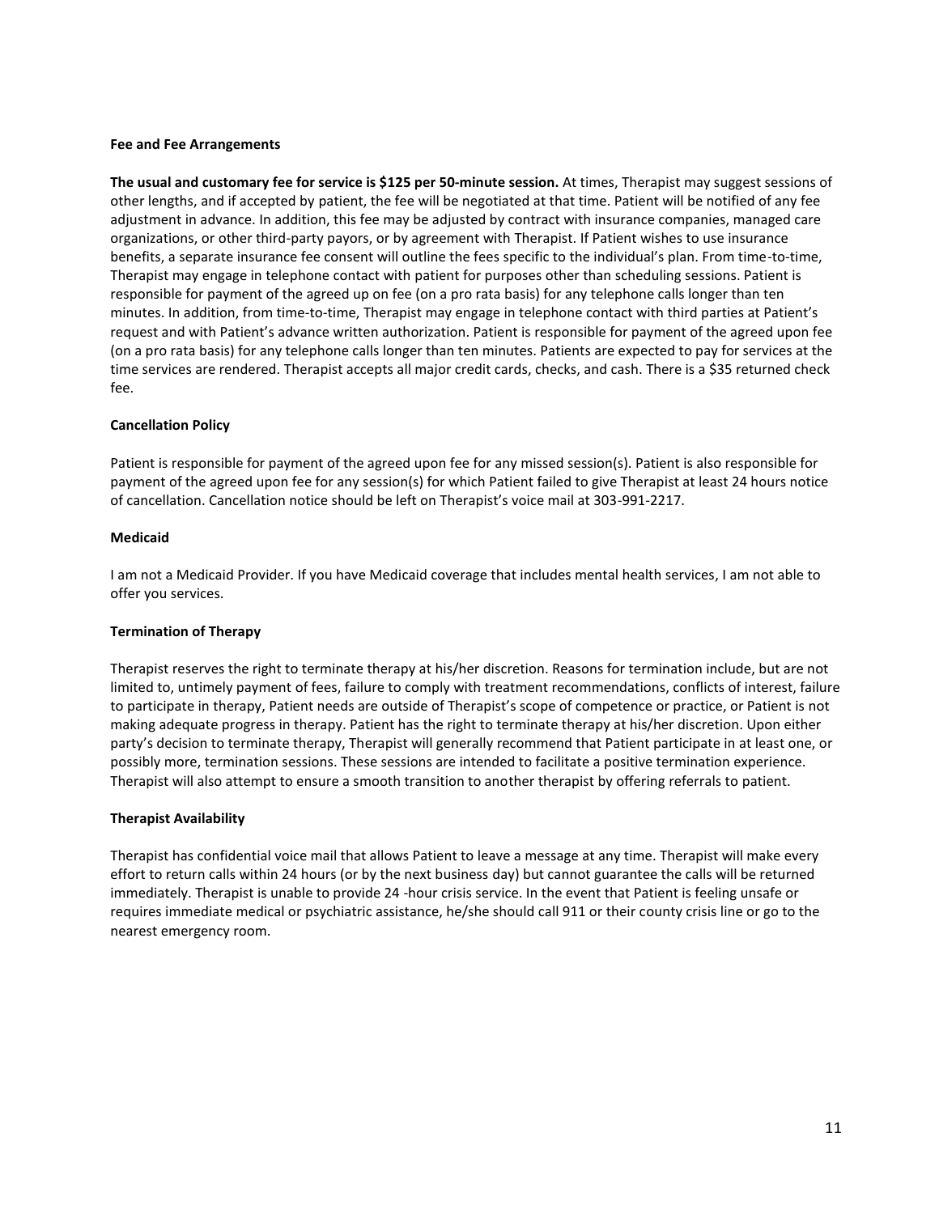**Fee and Fee Arrangements**

**The usual and customary fee for service is $125 per 50-minute session.** At times, Therapist may suggest sessions of other lengths, and if accepted by patient, the fee will be negotiated at that time. Patient will be notified of any fee adjustment in advance. In addition, this fee may be adjusted by contract with insurance companies, managed care organizations, or other third-party payors, or by agreement with Therapist. If Patient wishes to use insurance benefits, a separate insurance fee consent will outline the fees specific to the individual's plan. From time-to-time, Therapist may engage in telephone contact with patient for purposes other than scheduling sessions. Patient is responsible for payment of the agreed up on fee (on a pro rata basis) for any telephone calls longer than ten minutes. In addition, from time-to-time, Therapist may engage in telephone contact with third parties at Patient's request and with Patient's advance written authorization. Patient is responsible for payment of the agreed upon fee (on a pro rata basis) for any telephone calls longer than ten minutes. Patients are expected to pay for services at the time services are rendered. Therapist accepts all major credit cards, checks, and cash. There is a $35 returned check fee.

**Cancellation Policy**

Patient is responsible for payment of the agreed upon fee for any missed session(s). Patient is also responsible for payment of the agreed upon fee for any session(s) for which Patient failed to give Therapist at least 24 hours notice of cancellation. Cancellation notice should be left on Therapist's voice mail at 303-991-2217.

**Medicaid**

I am not a Medicaid Provider. If you have Medicaid coverage that includes mental health services, I am not able to offer you services.

**Termination of Therapy**

Therapist reserves the right to terminate therapy at his/her discretion. Reasons for termination include, but are not limited to, untimely payment of fees, failure to comply with treatment recommendations, conflicts of interest, failure to participate in therapy, Patient needs are outside of Therapist's scope of competence or practice, or Patient is not making adequate progress in therapy. Patient has the right to terminate therapy at his/her discretion. Upon either party's decision to terminate therapy, Therapist will generally recommend that Patient participate in at least one, or possibly more, termination sessions. These sessions are intended to facilitate a positive termination experience. Therapist will also attempt to ensure a smooth transition to another therapist by offering referrals to patient.

**Therapist Availability**

Therapist has confidential voice mail that allows Patient to leave a message at any time. Therapist will make every effort to return calls within 24 hours (or by the next business day) but cannot guarantee the calls will be returned immediately. Therapist is unable to provide 24 -hour crisis service. In the event that Patient is feeling unsafe or requires immediate medical or psychiatric assistance, he/she should call 911 or their county crisis line or go to the nearest emergency room.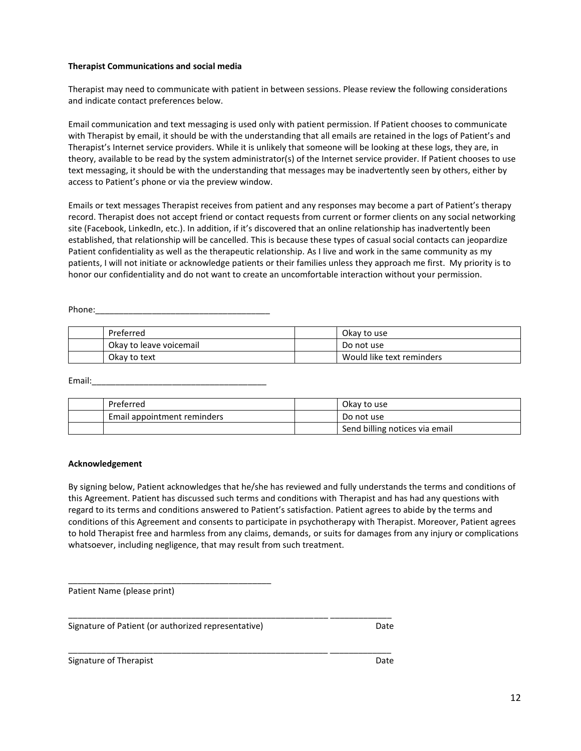**Therapist Communications and social media**

Therapist may need to communicate with patient in between sessions. Please review the following considerations and indicate contact preferences below.

Email communication and text messaging is used only with patient permission. If Patient chooses to communicate with Therapist by email, it should be with the understanding that all emails are retained in the logs of Patient's and Therapist's Internet service providers. While it is unlikely that someone will be looking at these logs, they are, in theory, available to be read by the system administrator(s) of the Internet service provider. If Patient chooses to use text messaging, it should be with the understanding that messages may be inadvertently seen by others, either by access to Patient's phone or via the preview window.

Emails or text messages Therapist receives from patient and any responses may become a part of Patient's therapy record. Therapist does not accept friend or contact requests from current or former clients on any social networking site (Facebook, LinkedIn, etc.). In addition, if it's discovered that an online relationship has inadvertently been established, that relationship will be cancelled. This is because these types of casual social contacts can jeopardize Patient confidentiality as well as the therapeutic relationship. As I live and work in the same community as my patients, I will not initiate or acknowledge patients or their families unless they approach me first. My priority is to honor our confidentiality and do not want to create an uncomfortable interaction without your permission.

Phone:______________________________________

| | | | |
|---|---|---|---|
| | Preferred | | Okay to use |
| | Okay to leave voicemail | | Do not use |
| | Okay to text | | Would like text reminders |

Email:_____________________________________

| | | | |
|---|---|---|---|
| | Preferred | | Okay to use |
| | Email appointment reminders | | Do not use |
| | | | Send billing notices via email |

**Acknowledgement**

By signing below, Patient acknowledges that he/she has reviewed and fully understands the terms and conditions of this Agreement. Patient has discussed such terms and conditions with Therapist and has had any questions with regard to its terms and conditions answered to Patient's satisfaction. Patient agrees to abide by the terms and conditions of this Agreement and consents to participate in psychotherapy with Therapist. Moreover, Patient agrees to hold Therapist free and harmless from any claims, demands, or suits for damages from any injury or complications whatsoever, including negligence, that may result from such treatment.

_____________________________________________
Patient Name (please print)

_________________________________________________________ _____________
Signature of Patient (or authorized representative) Date

_________________________________________________________ _____________
Signature of Therapist Date